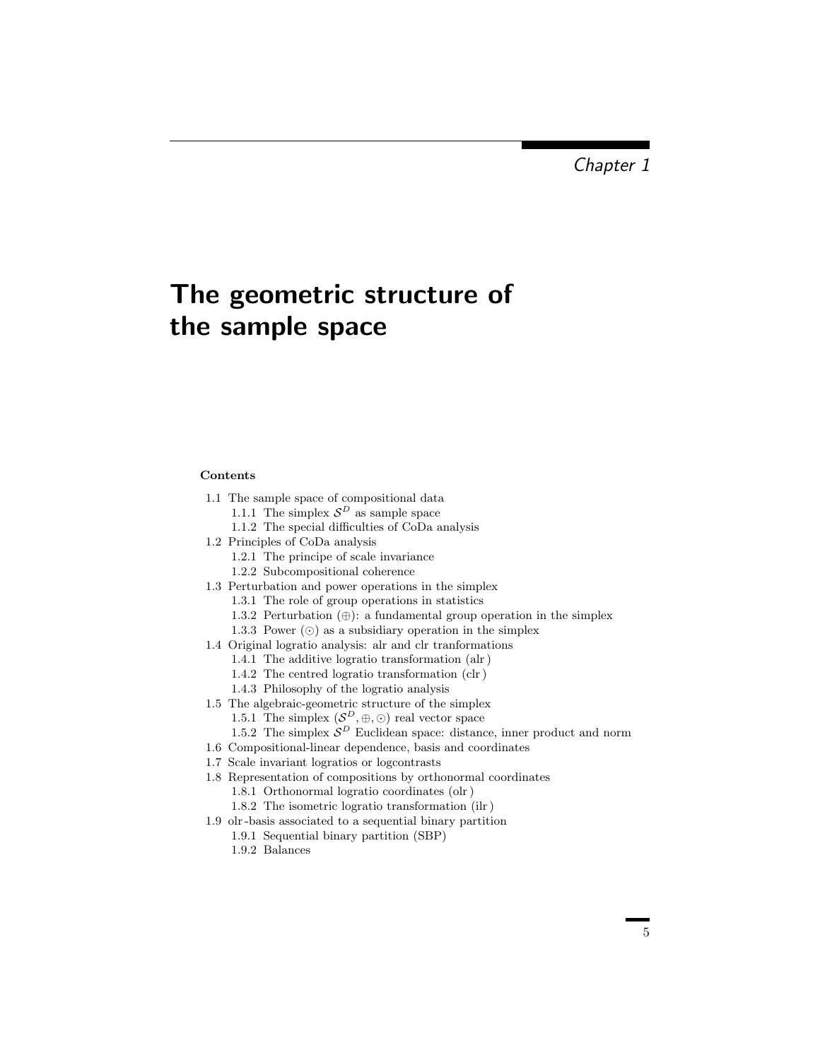*Chapter 1*

# The geometric structure of the sample space

**Contents**

- 1.1 The sample space of compositional data
  - 1.1.1 The simplex $\mathcal{S}^D$ as sample space
  - 1.1.2 The special difficulties of CoDa analysis
- 1.2 Principles of CoDa analysis
  - 1.2.1 The principe of scale invariance
  - 1.2.2 Subcompositional coherence
- 1.3 Perturbation and power operations in the simplex
  - 1.3.1 The role of group operations in statistics
  - 1.3.2 Perturbation ($\oplus$): a fundamental group operation in the simplex
  - 1.3.3 Power ($\odot$) as a subsidiary operation in the simplex
- 1.4 Original logratio analysis: alr and clr tranformations
  - 1.4.1 The additive logratio transformation (alr)
  - 1.4.2 The centred logratio transformation (clr)
  - 1.4.3 Philosophy of the logratio analysis
- 1.5 The algebraic-geometric structure of the simplex
  - 1.5.1 The simplex $(\mathcal{S}^D, \oplus, \odot)$ real vector space
  - 1.5.2 The simplex $\mathcal{S}^D$ Euclidean space: distance, inner product and norm
- 1.6 Compositional-linear dependence, basis and coordinates
- 1.7 Scale invariant logratios or logcontrasts
- 1.8 Representation of compositions by orthonormal coordinates
  - 1.8.1 Orthonormal logratio coordinates (olr)
  - 1.8.2 The isometric logratio transformation (ilr)
- 1.9 olr-basis associated to a sequential binary partition
  - 1.9.1 Sequential binary partition (SBP)
  - 1.9.2 Balances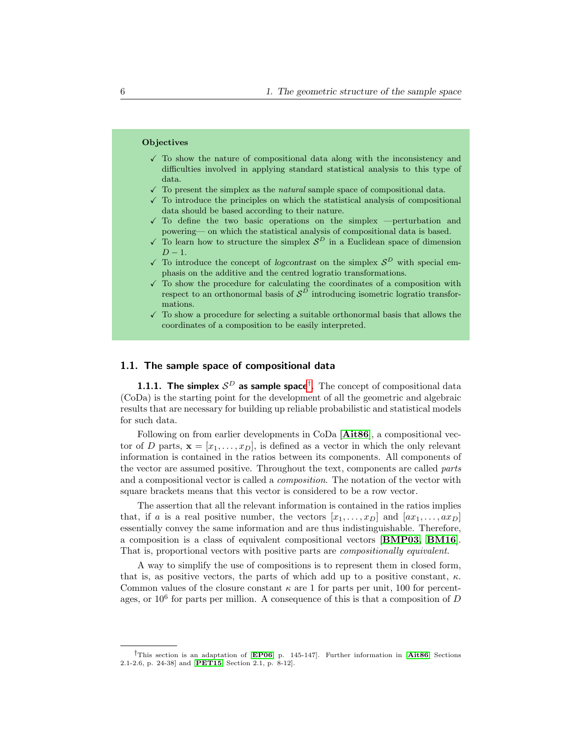**Objectives**

- ✓ To show the nature of compositional data along with the inconsistency and difficulties involved in applying standard statistical analysis to this type of data.
- ✓ To present the simplex as the *natural* sample space of compositional data.
- ✓ To introduce the principles on which the statistical analysis of compositional data should be based according to their nature.
- ✓ To define the two basic operations on the simplex —perturbation and powering— on which the statistical analysis of compositional data is based.
- ✓ To learn how to structure the simplex $\mathcal{S}^D$ in a Euclidean space of dimension $D-1$.
- ✓ To introduce the concept of *logcontrast* on the simplex $\mathcal{S}^D$ with special emphasis on the additive and the centred logratio transformations.
- ✓ To show the procedure for calculating the coordinates of a composition with respect to an orthonormal basis of $\mathcal{S}^D$ introducing isometric logratio transformations.
- ✓ To show a procedure for selecting a suitable orthonormal basis that allows the coordinates of a composition to be easily interpreted.

## 1.1. The sample space of compositional data

**1.1.1. The simplex $\mathcal{S}^D$ as sample space**[†]. The concept of compositional data (CoDa) is the starting point for the development of all the geometric and algebraic results that are necessary for building up reliable probabilistic and statistical models for such data.

Following on from earlier developments in CoDa [**Ait86**], a compositional vector of $D$ parts, $\mathbf{x} = [x_1, \ldots, x_D]$, is defined as a vector in which the only relevant information is contained in the ratios between its components. All components of the vector are assumed positive. Throughout the text, components are called *parts* and a compositional vector is called a *composition*. The notation of the vector with square brackets means that this vector is considered to be a row vector.

The assertion that all the relevant information is contained in the ratios implies that, if $a$ is a real positive number, the vectors $[x_1, \ldots, x_D]$ and $[ax_1, \ldots, ax_D]$ essentially convey the same information and are thus indistinguishable. Therefore, a composition is a class of equivalent compositional vectors [**BMP03**, **BM16**]. That is, proportional vectors with positive parts are *compositionally equivalent*.

A way to simplify the use of compositions is to represent them in closed form, that is, as positive vectors, the parts of which add up to a positive constant, $\kappa$. Common values of the closure constant $\kappa$ are 1 for parts per unit, 100 for percentages, or $10^6$ for parts per million. A consequence of this is that a composition of $D$

[†]This section is an adaptation of [**EP06**, p. 145-147]. Further information in [**Ait86**, Sections 2.1-2.6, p. 24-38] and [**PET15**, Section 2.1, p. 8-12].